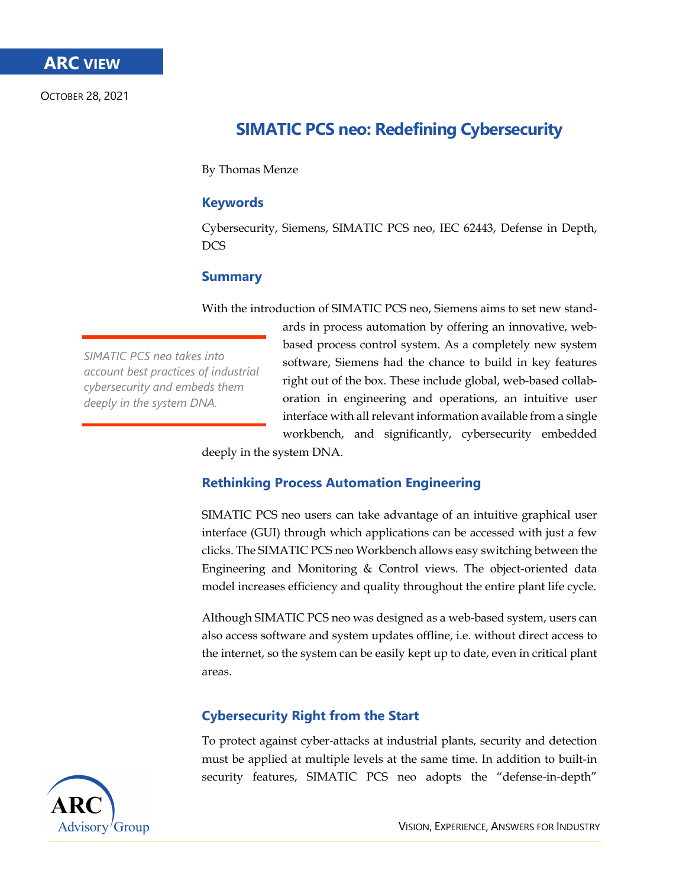ARC VIEW

OCTOBER 28, 2021

# SIMATIC PCS neo: Redefining Cybersecurity

By Thomas Menze

## Keywords

Cybersecurity, Siemens, SIMATIC PCS neo, IEC 62443, Defense in Depth, DCS

## Summary

*SIMATIC PCS neo takes into account best practices of industrial cybersecurity and embeds them deeply in the system DNA.*

With the introduction of SIMATIC PCS neo, Siemens aims to set new standards in process automation by offering an innovative, web-based process control system. As a completely new system software, Siemens had the chance to build in key features right out of the box. These include global, web-based collaboration in engineering and operations, an intuitive user interface with all relevant information available from a single workbench, and significantly, cybersecurity embedded deeply in the system DNA.

## Rethinking Process Automation Engineering

SIMATIC PCS neo users can take advantage of an intuitive graphical user interface (GUI) through which applications can be accessed with just a few clicks. The SIMATIC PCS neo Workbench allows easy switching between the Engineering and Monitoring & Control views. The object-oriented data model increases efficiency and quality throughout the entire plant life cycle.

Although SIMATIC PCS neo was designed as a web-based system, users can also access software and system updates offline, i.e. without direct access to the internet, so the system can be easily kept up to date, even in critical plant areas.

## Cybersecurity Right from the Start

To protect against cyber-attacks at industrial plants, security and detection must be applied at multiple levels at the same time. In addition to built-in security features, SIMATIC PCS neo adopts the "defense-in-depth"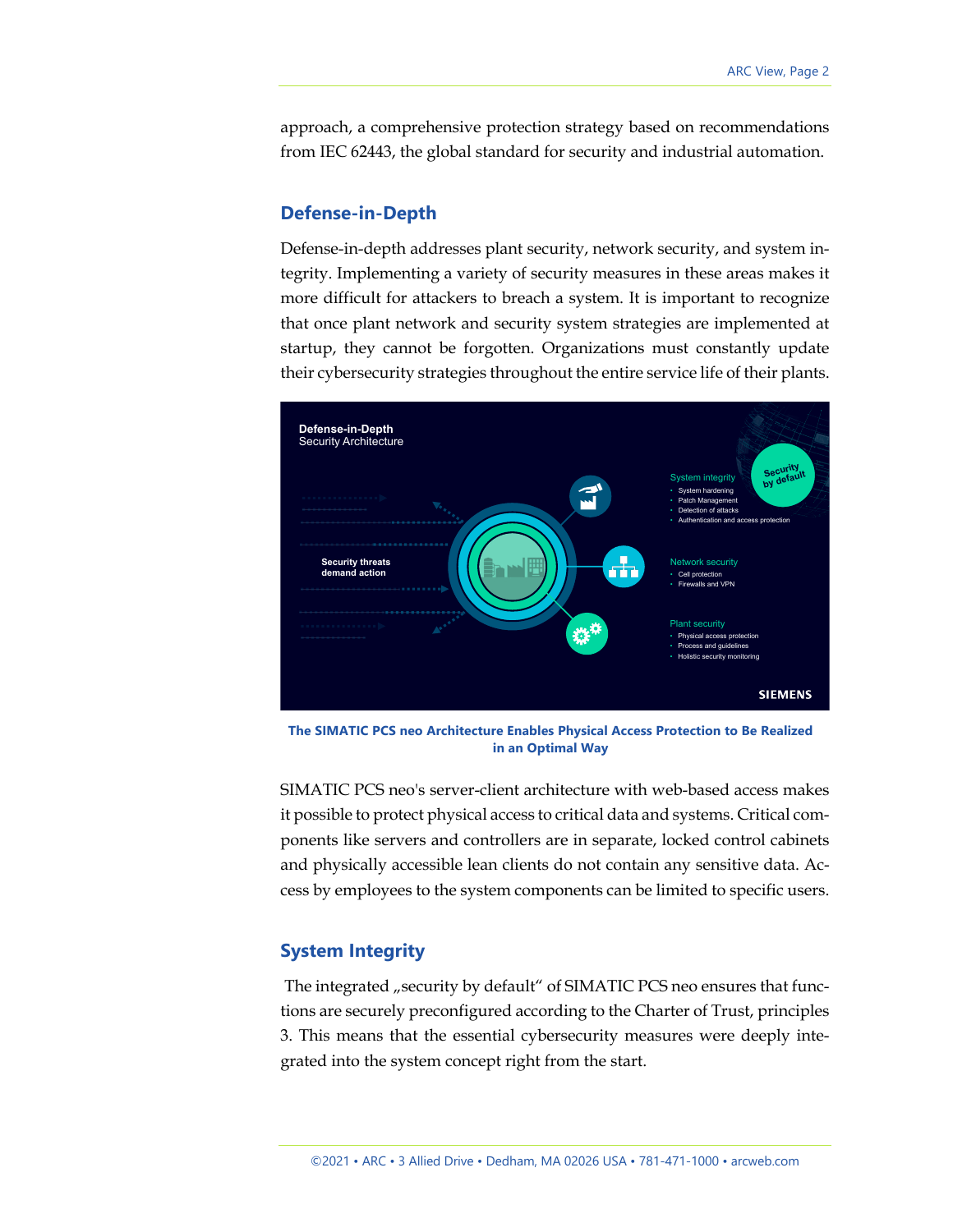approach, a comprehensive protection strategy based on recommendations from IEC 62443, the global standard for security and industrial automation.

## Defense-in-Depth

Defense-in-depth addresses plant security, network security, and system integrity. Implementing a variety of security measures in these areas makes it more difficult for attackers to breach a system. It is important to recognize that once plant network and security system strategies are implemented at startup, they cannot be forgotten. Organizations must constantly update their cybersecurity strategies throughout the entire service life of their plants.

**The SIMATIC PCS neo Architecture Enables Physical Access Protection to Be Realized in an Optimal Way**

SIMATIC PCS neo's server-client architecture with web-based access makes it possible to protect physical access to critical data and systems. Critical components like servers and controllers are in separate, locked control cabinets and physically accessible lean clients do not contain any sensitive data. Access by employees to the system components can be limited to specific users.

## System Integrity

The integrated „security by default" of SIMATIC PCS neo ensures that functions are securely preconfigured according to the Charter of Trust, principles 3. This means that the essential cybersecurity measures were deeply integrated into the system concept right from the start.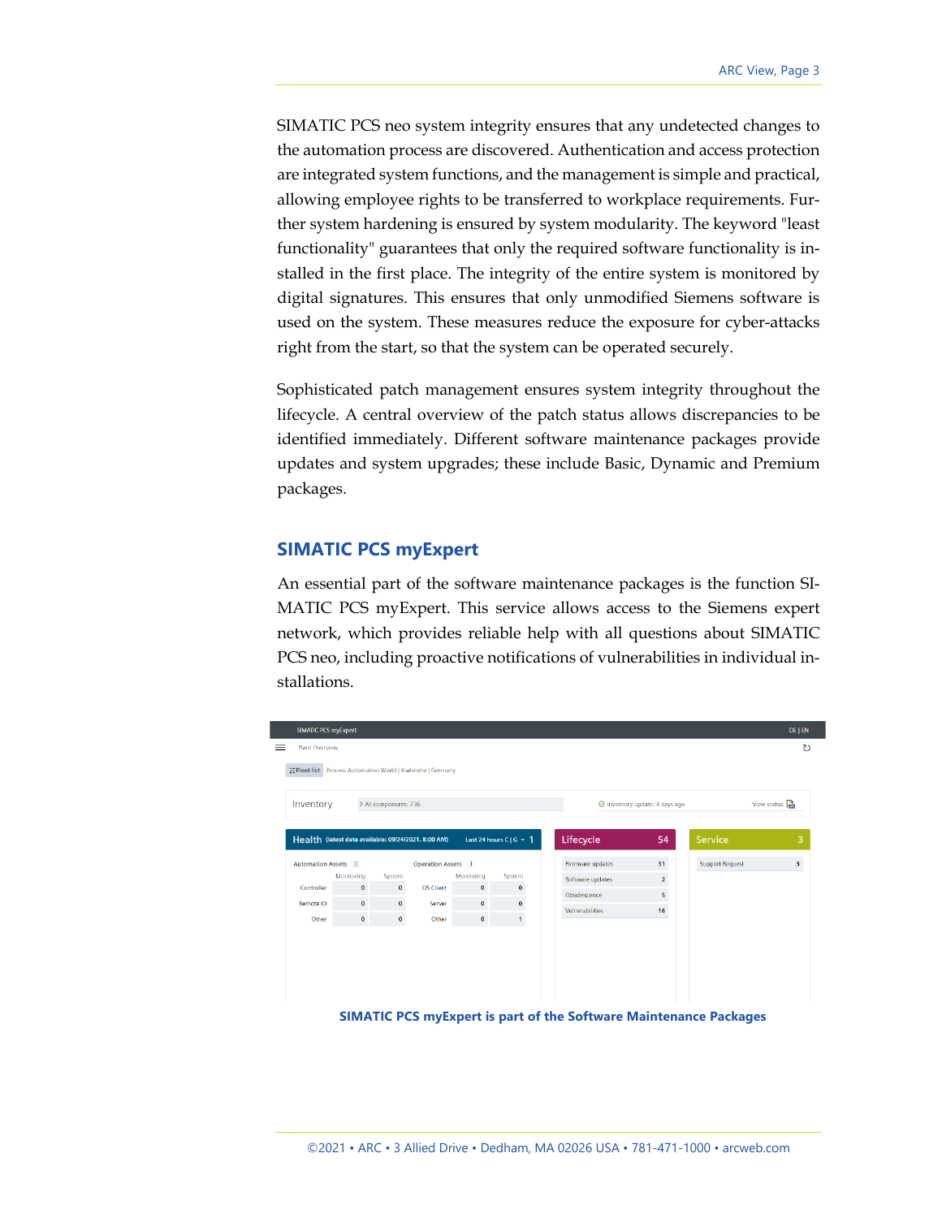SIMATIC PCS neo system integrity ensures that any undetected changes to the automation process are discovered. Authentication and access protection are integrated system functions, and the management is simple and practical, allowing employee rights to be transferred to workplace requirements. Further system hardening is ensured by system modularity. The keyword "least functionality" guarantees that only the required software functionality is installed in the first place. The integrity of the entire system is monitored by digital signatures. This ensures that only unmodified Siemens software is used on the system. These measures reduce the exposure for cyber-attacks right from the start, so that the system can be operated securely.

Sophisticated patch management ensures system integrity throughout the lifecycle. A central overview of the patch status allows discrepancies to be identified immediately. Different software maintenance packages provide updates and system upgrades; these include Basic, Dynamic and Premium packages.

## SIMATIC PCS myExpert

An essential part of the software maintenance packages is the function SIMATIC PCS myExpert. This service allows access to the Siemens expert network, which provides reliable help with all questions about SIMATIC PCS neo, including proactive notifications of vulnerabilities in individual installations.

**SIMATIC PCS myExpert is part of the Software Maintenance Packages**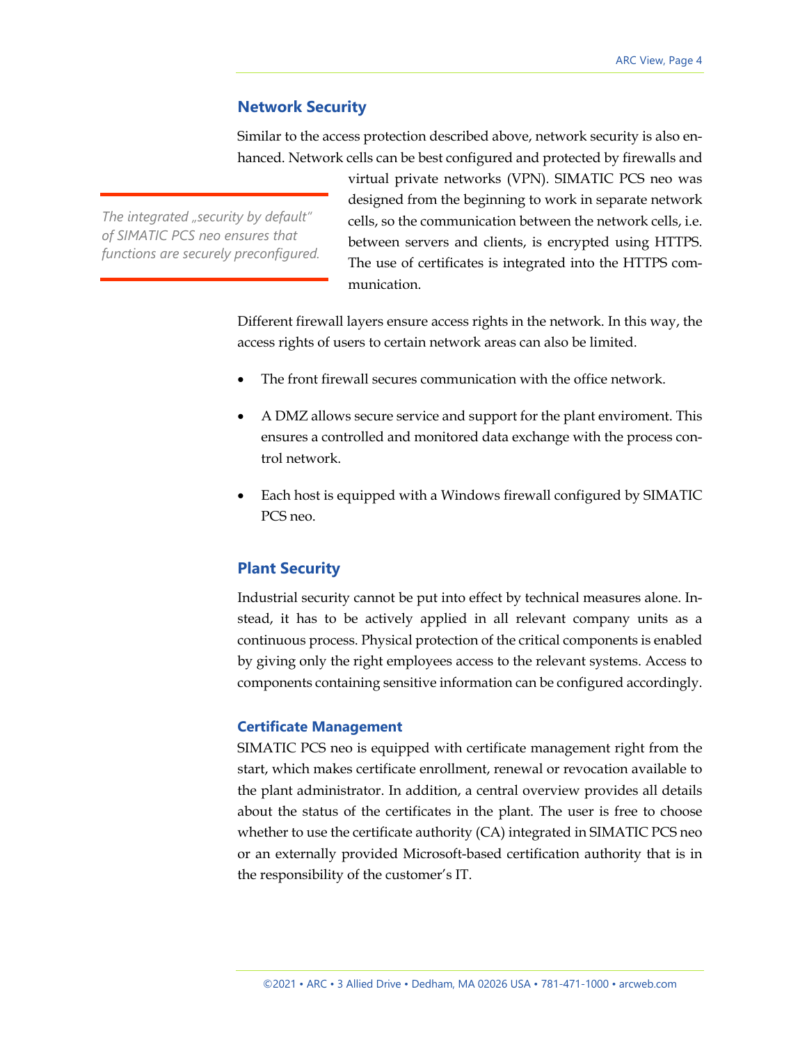## Network Security

Similar to the access protection described above, network security is also enhanced. Network cells can be best configured and protected by firewalls and virtual private networks (VPN). SIMATIC PCS neo was designed from the beginning to work in separate network cells, so the communication between the network cells, i.e. between servers and clients, is encrypted using HTTPS. The use of certificates is integrated into the HTTPS communication.

*The integrated „security by default" of SIMATIC PCS neo ensures that functions are securely preconfigured.*

Different firewall layers ensure access rights in the network. In this way, the access rights of users to certain network areas can also be limited.

- The front firewall secures communication with the office network.
- A DMZ allows secure service and support for the plant enviroment. This ensures a controlled and monitored data exchange with the process control network.
- Each host is equipped with a Windows firewall configured by SIMATIC PCS neo.

## Plant Security

Industrial security cannot be put into effect by technical measures alone. Instead, it has to be actively applied in all relevant company units as a continuous process. Physical protection of the critical components is enabled by giving only the right employees access to the relevant systems. Access to components containing sensitive information can be configured accordingly.

### Certificate Management

SIMATIC PCS neo is equipped with certificate management right from the start, which makes certificate enrollment, renewal or revocation available to the plant administrator. In addition, a central overview provides all details about the status of the certificates in the plant. The user is free to choose whether to use the certificate authority (CA) integrated in SIMATIC PCS neo or an externally provided Microsoft-based certification authority that is in the responsibility of the customer's IT.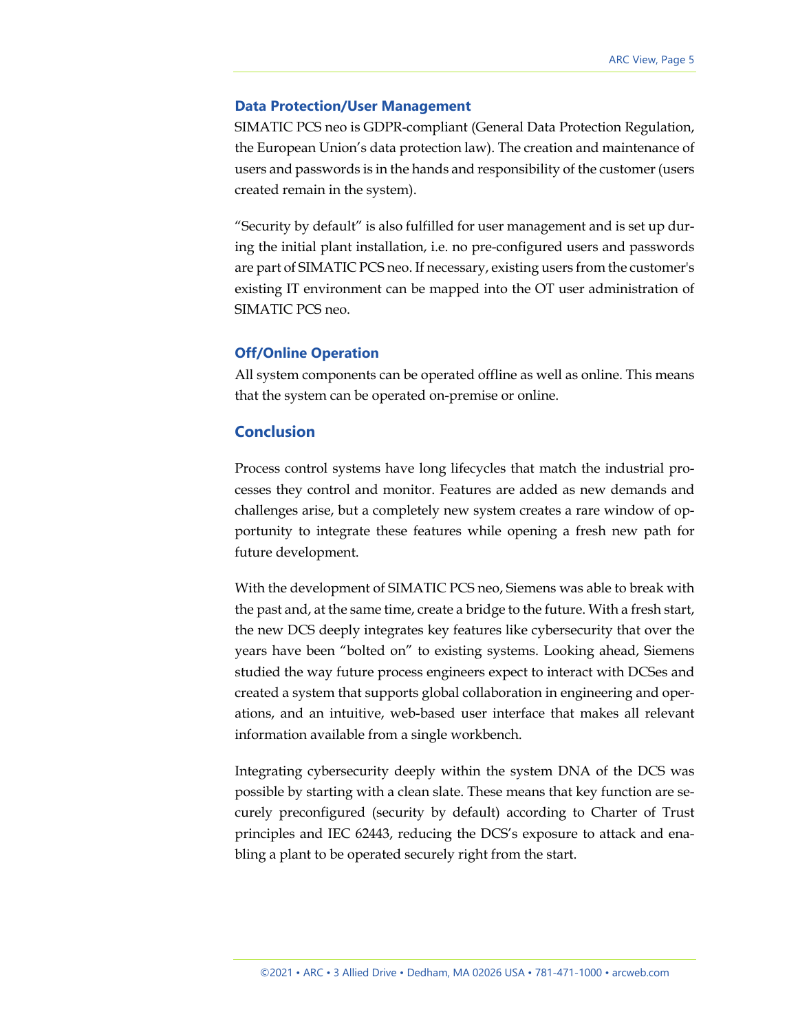### Data Protection/User Management

SIMATIC PCS neo is GDPR-compliant (General Data Protection Regulation, the European Union's data protection law). The creation and maintenance of users and passwords is in the hands and responsibility of the customer (users created remain in the system).

"Security by default" is also fulfilled for user management and is set up during the initial plant installation, i.e. no pre-configured users and passwords are part of SIMATIC PCS neo. If necessary, existing users from the customer's existing IT environment can be mapped into the OT user administration of SIMATIC PCS neo.

### Off/Online Operation

All system components can be operated offline as well as online. This means that the system can be operated on-premise or online.

## Conclusion

Process control systems have long lifecycles that match the industrial processes they control and monitor. Features are added as new demands and challenges arise, but a completely new system creates a rare window of opportunity to integrate these features while opening a fresh new path for future development.

With the development of SIMATIC PCS neo, Siemens was able to break with the past and, at the same time, create a bridge to the future. With a fresh start, the new DCS deeply integrates key features like cybersecurity that over the years have been "bolted on" to existing systems. Looking ahead, Siemens studied the way future process engineers expect to interact with DCSes and created a system that supports global collaboration in engineering and operations, and an intuitive, web-based user interface that makes all relevant information available from a single workbench.

Integrating cybersecurity deeply within the system DNA of the DCS was possible by starting with a clean slate. These means that key function are securely preconfigured (security by default) according to Charter of Trust principles and IEC 62443, reducing the DCS's exposure to attack and enabling a plant to be operated securely right from the start.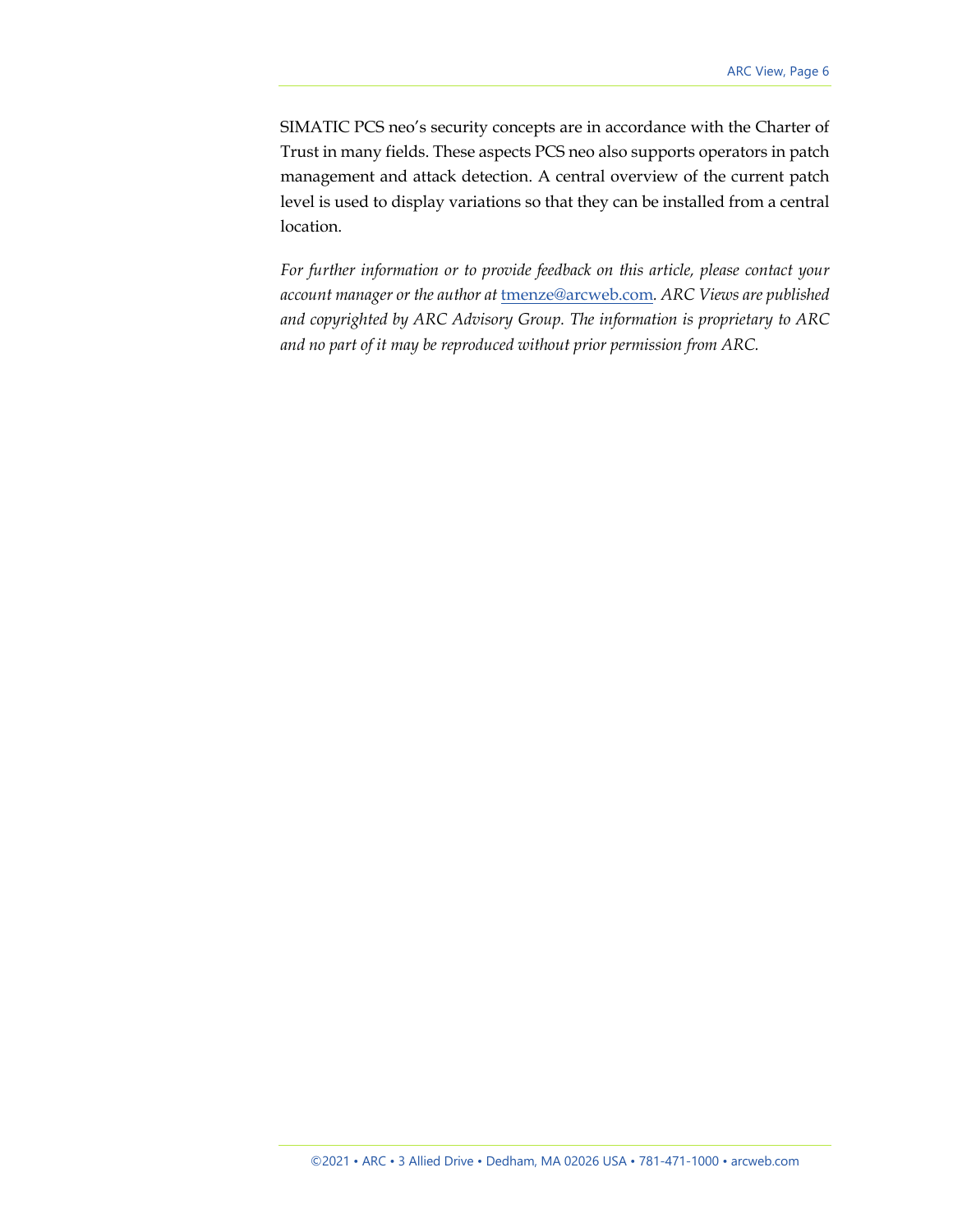SIMATIC PCS neo's security concepts are in accordance with the Charter of Trust in many fields. These aspects PCS neo also supports operators in patch management and attack detection. A central overview of the current patch level is used to display variations so that they can be installed from a central location.

*For further information or to provide feedback on this article, please contact your account manager or the author at [tmenze@arcweb.com](mailto:tmenze@arcweb.com). ARC Views are published and copyrighted by ARC Advisory Group. The information is proprietary to ARC and no part of it may be reproduced without prior permission from ARC.*